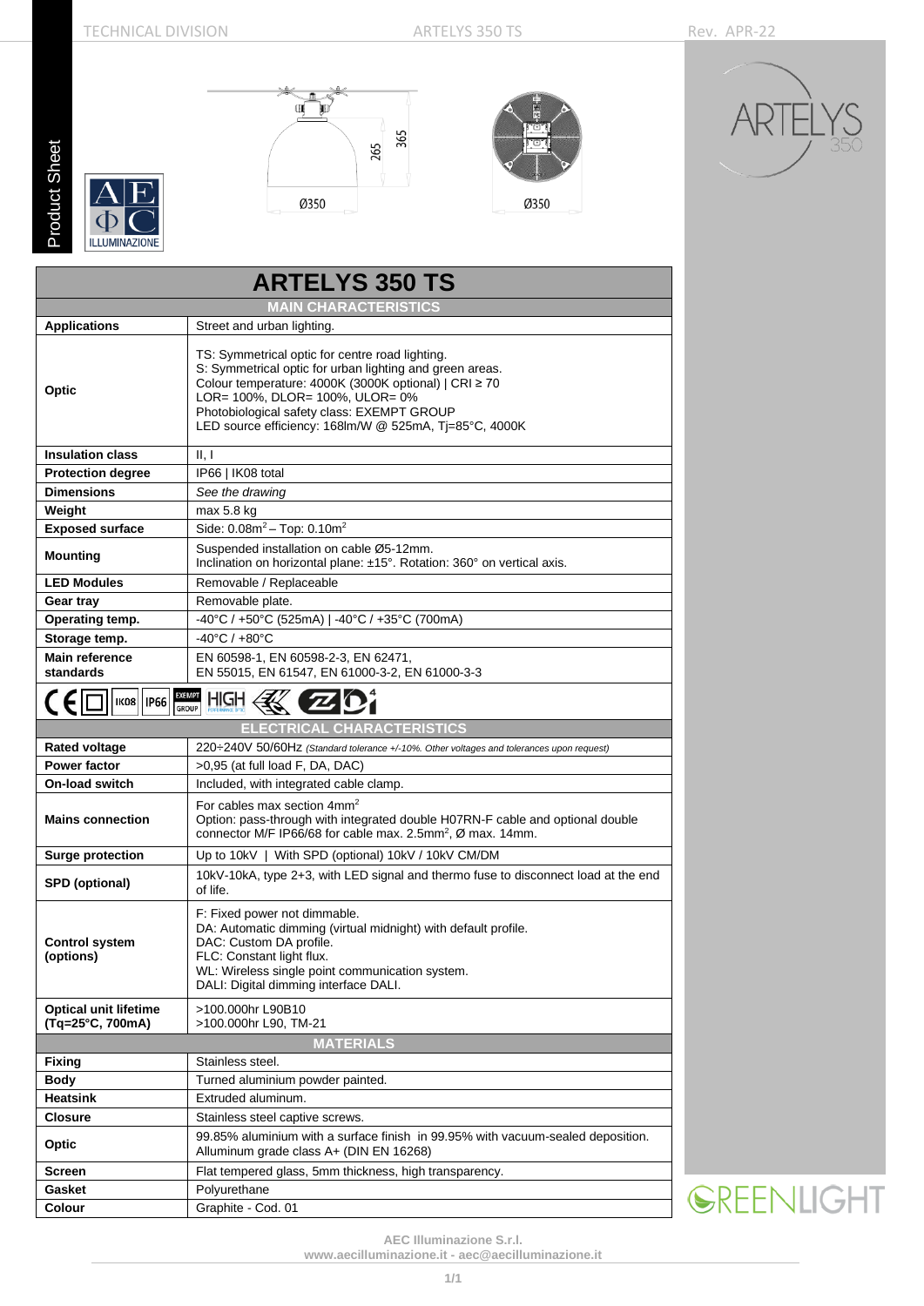# ARTELYS 350 TS

| ARTELYS 350 TS | |
|---|---|
| **MAIN CHARACTERISTICS** | |
| **Applications** | Street and urban lighting. |
| **Optic** | TS: Symmetrical optic for centre road lighting.<br>S: Symmetrical optic for urban lighting and green areas.<br>Colour temperature: 4000K (3000K optional) \| CRI ≥ 70<br>LOR= 100%, DLOR= 100%, ULOR= 0%<br>Photobiological safety class: EXEMPT GROUP<br>LED source efficiency: 168lm/W @ 525mA, Tj=85°C, 4000K |
| **Insulation class** | II, I |
| **Protection degree** | IP66 \| IK08 total |
| **Dimensions** | *See the drawing* |
| **Weight** | max 5.8 kg |
| **Exposed surface** | Side: 0.08$m^2$ – Top: 0.10$m^2$ |
| **Mounting** | Suspended installation on cable Ø5-12mm.<br>Inclination on horizontal plane: ±15°. Rotation: 360° on vertical axis. |
| **LED Modules** | Removable / Replaceable |
| **Gear tray** | Removable plate. |
| **Operating temp.** | -40°C / +50°C (525mA) \| -40°C / +35°C (700mA) |
| **Storage temp.** | -40°C / +80°C |
| **Main reference standards** | EN 60598-1, EN 60598-2-3, EN 62471,<br>EN 55015, EN 61547, EN 61000-3-2, EN 61000-3-3 |
| **ELECTRICAL CHARACTERISTICS** | |
| **Rated voltage** | 220÷240V 50/60Hz *(Standard tolerance +/-10%. Other voltages and tolerances upon request)* |
| **Power factor** | >0,95 (at full load F, DA, DAC) |
| **On-load switch** | Included, with integrated cable clamp. |
| **Mains connection** | For cables max section 4$mm^2$<br>Option: pass-through with integrated double H07RN-F cable and optional double connector M/F IP66/68 for cable max. 2.5$mm^2$, Ø max. 14mm. |
| **Surge protection** | Up to 10kV \| With SPD (optional) 10kV / 10kV CM/DM |
| **SPD (optional)** | 10kV-10kA, type 2+3, with LED signal and thermo fuse to disconnect load at the end of life. |
| **Control system (options)** | F: Fixed power not dimmable.<br>DA: Automatic dimming (virtual midnight) with default profile.<br>DAC: Custom DA profile.<br>FLC: Constant light flux.<br>WL: Wireless single point communication system.<br>DALI: Digital dimming interface DALI. |
| **Optical unit lifetime (Tq=25°C, 700mA)** | >100.000hr L90B10<br>>100.000hr L90, TM-21 |
| **MATERIALS** | |
| **Fixing** | Stainless steel. |
| **Body** | Turned aluminium powder painted. |
| **Heatsink** | Extruded aluminum. |
| **Closure** | Stainless steel captive screws. |
| **Optic** | 99.85% aluminium with a surface finish in 99.95% with vacuum-sealed deposition. Alluminum grade class A+ (DIN EN 16268) |
| **Screen** | Flat tempered glass, 5mm thickness, high transparency. |
| **Gasket** | Polyurethane |
| **Colour** | Graphite - Cod. 01 |

AEC Illuminazione S.r.l.
www.aecilluminazione.it - aec@aecilluminazione.it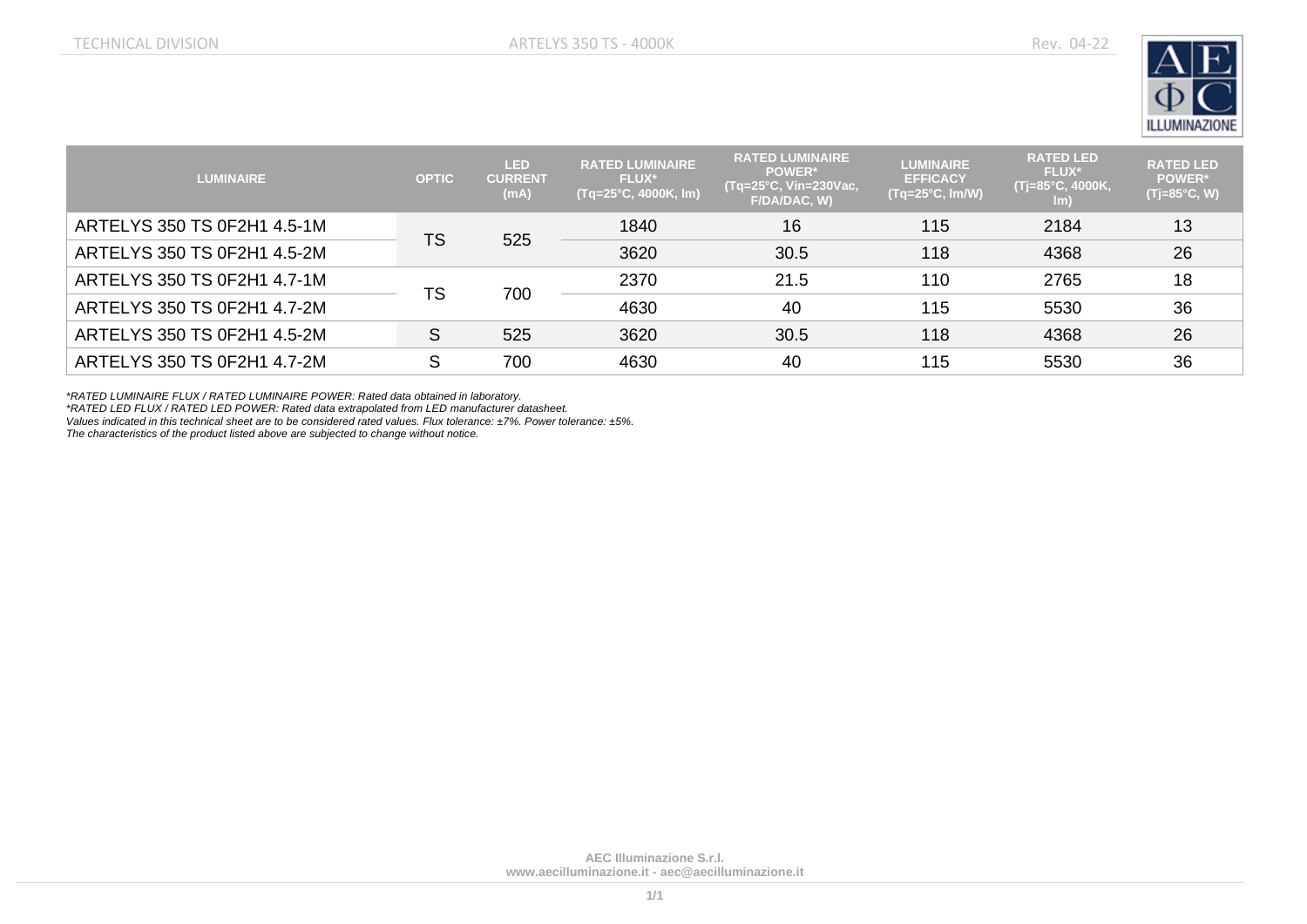| LUMINAIRE | OPTIC | LED CURRENT (mA) | RATED LUMINAIRE FLUX* (Tq=25°C, 4000K, lm) | RATED LUMINAIRE POWER* (Tq=25°C, Vin=230Vac, F/DA/DAC, W) | LUMINAIRE EFFICACY (Tq=25°C, lm/W) | RATED LED FLUX* (Tj=85°C, 4000K, lm) | RATED LED POWER* (Tj=85°C, W) |
|---|---|---|---|---|---|---|---|
| ARTELYS 350 TS 0F2H1 4.5-1M | TS | 525 | 1840 | 16 | 115 | 2184 | 13 |
| ARTELYS 350 TS 0F2H1 4.5-2M | | | 3620 | 30.5 | 118 | 4368 | 26 |
| ARTELYS 350 TS 0F2H1 4.7-1M | TS | 700 | 2370 | 21.5 | 110 | 2765 | 18 |
| ARTELYS 350 TS 0F2H1 4.7-2M | | | 4630 | 40 | 115 | 5530 | 36 |
| ARTELYS 350 TS 0F2H1 4.5-2M | S | 525 | 3620 | 30.5 | 118 | 4368 | 26 |
| ARTELYS 350 TS 0F2H1 4.7-2M | S | 700 | 4630 | 40 | 115 | 5530 | 36 |

*\*RATED LUMINAIRE FLUX / RATED LUMINAIRE POWER: Rated data obtained in laboratory.*
*\*RATED LED FLUX / RATED LED POWER: Rated data extrapolated from LED manufacturer datasheet.*
*Values indicated in this technical sheet are to be considered rated values. Flux tolerance: ±7%. Power tolerance: ±5%.*
*The characteristics of the product listed above are subjected to change without notice.*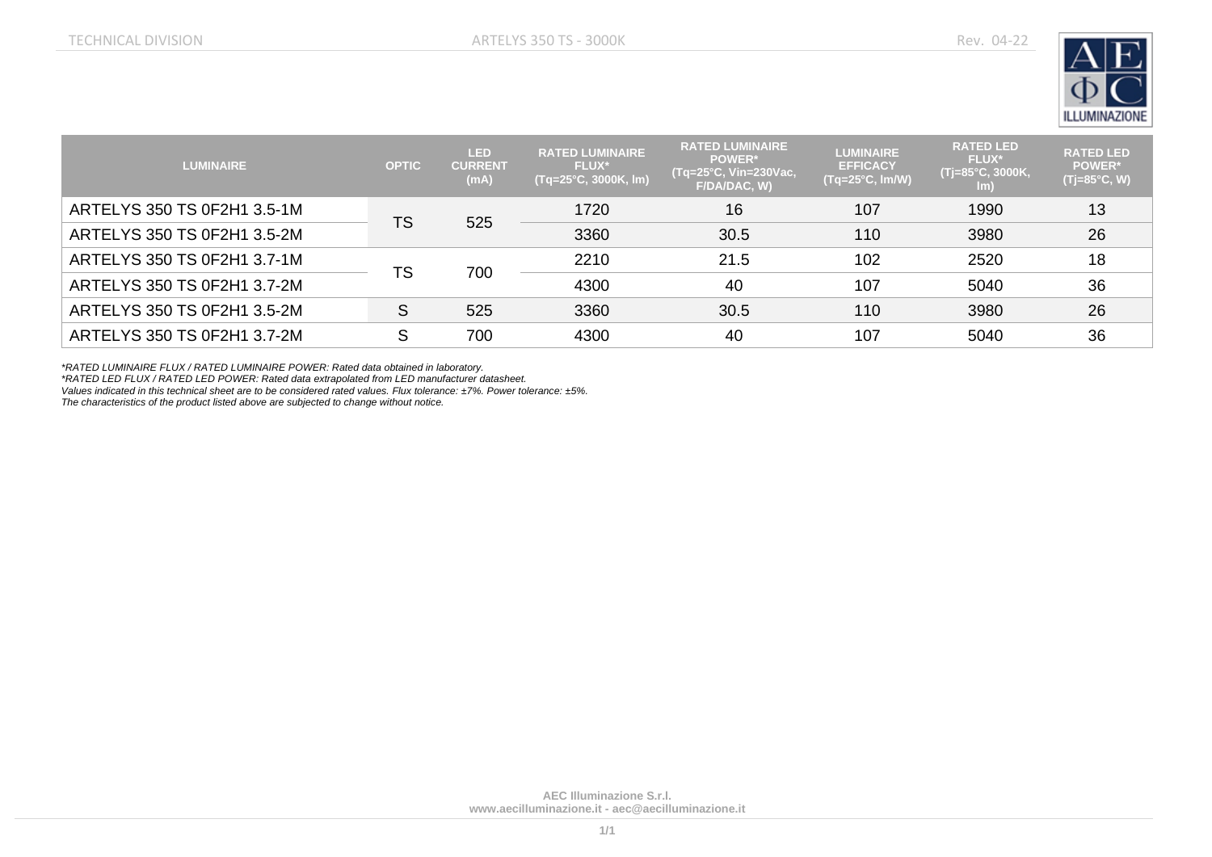| LUMINAIRE | OPTIC | LED CURRENT (mA) | RATED LUMINAIRE FLUX* (Tq=25°C, 3000K, lm) | RATED LUMINAIRE POWER* (Tq=25°C, Vin=230Vac, F/DA/DAC, W) | LUMINAIRE EFFICACY (Tq=25°C, lm/W) | RATED LED FLUX* (Tj=85°C, 3000K, lm) | RATED LED POWER* (Tj=85°C, W) |
|---|---|---|---|---|---|---|---|
| ARTELYS 350 TS 0F2H1 3.5-1M | TS | 525 | 1720 | 16 | 107 | 1990 | 13 |
| ARTELYS 350 TS 0F2H1 3.5-2M | | | 3360 | 30.5 | 110 | 3980 | 26 |
| ARTELYS 350 TS 0F2H1 3.7-1M | TS | 700 | 2210 | 21.5 | 102 | 2520 | 18 |
| ARTELYS 350 TS 0F2H1 3.7-2M | | | 4300 | 40 | 107 | 5040 | 36 |
| ARTELYS 350 TS 0F2H1 3.5-2M | S | 525 | 3360 | 30.5 | 110 | 3980 | 26 |
| ARTELYS 350 TS 0F2H1 3.7-2M | S | 700 | 4300 | 40 | 107 | 5040 | 36 |

*\*RATED LUMINAIRE FLUX / RATED LUMINAIRE POWER: Rated data obtained in laboratory.*
*\*RATED LED FLUX / RATED LED POWER: Rated data extrapolated from LED manufacturer datasheet.*
*Values indicated in this technical sheet are to be considered rated values. Flux tolerance: ±7%. Power tolerance: ±5%.*
*The characteristics of the product listed above are subjected to change without notice.*